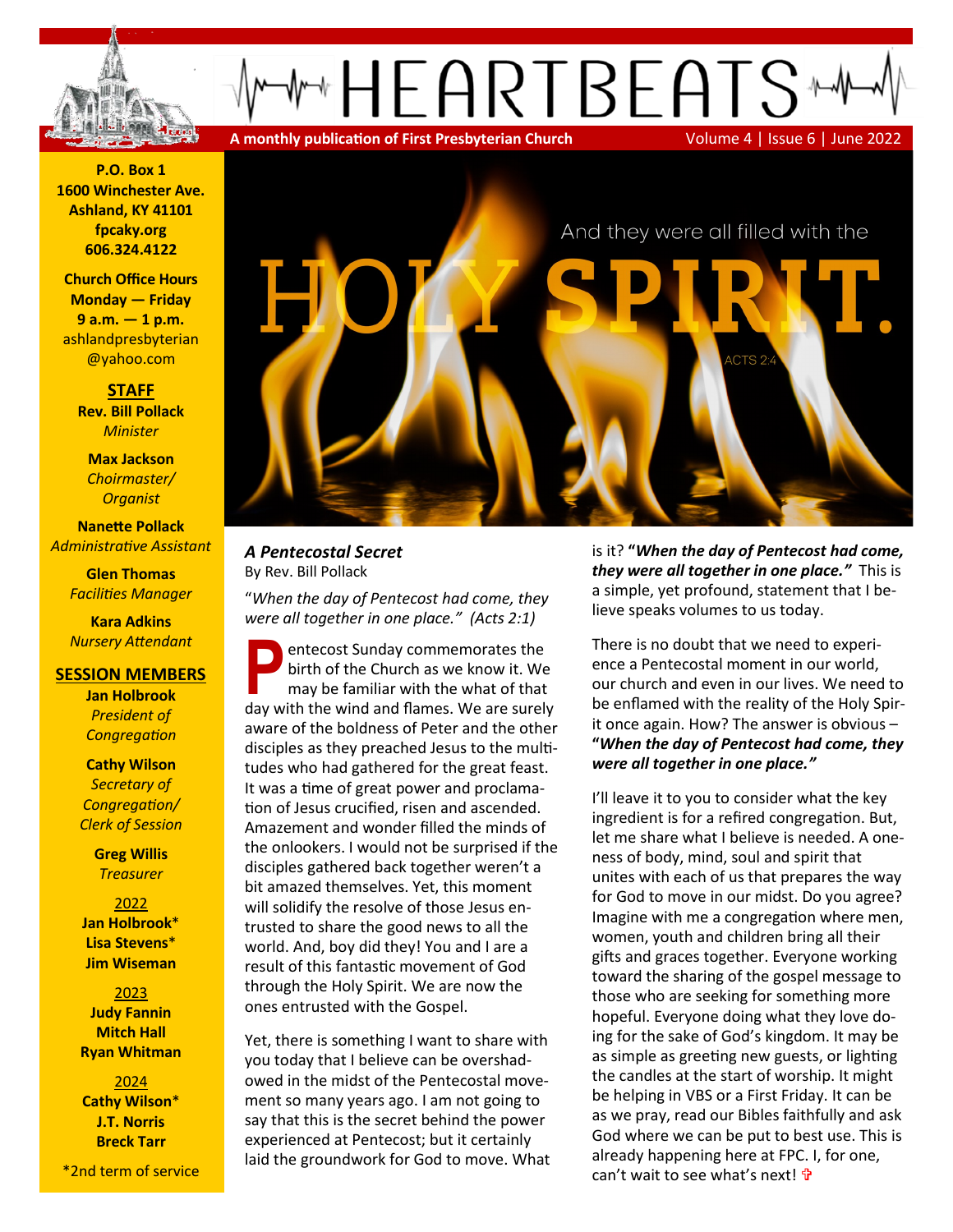# HEARTBEATS

**A monthly publication of First Presbyterian Church** Volume 4 | Issue 6 | June 2022

**P.O. Box 1**
**1600 Winchester Ave.**
**Ashland, KY 41101**
**fpcaky.org**
**606.324.4122**

**Church Office Hours**
**Monday — Friday**
**9 a.m. — 1 p.m.**
ashlandpresbyterian@yahoo.com

**STAFF**

**Rev. Bill Pollack**
*Minister*

**Max Jackson**
*Choirmaster/ Organist*

**Nanette Pollack**
*Administrative Assistant*

**Glen Thomas**
*Facilities Manager*

**Kara Adkins**
*Nursery Attendant*

**SESSION MEMBERS**

**Jan Holbrook**
*President of Congregation*

**Cathy Wilson**
*Secretary of Congregation/ Clerk of Session*

**Greg Willis**
*Treasurer*

2022
**Jan Holbrook***
**Lisa Stevens***
**Jim Wiseman**

2023
**Judy Fannin**
**Mitch Hall**
**Ryan Whitman**

2024
**Cathy Wilson***
**J.T. Norris**
**Breck Tarr**

*2nd term of service

And they were all filled with the HOLY SPIRIT. ACTS 2:4

## *A Pentecostal Secret*

By Rev. Bill Pollack

"*When the day of Pentecost had come, they were all together in one place." (Acts 2:1)*

Pentecost Sunday commemorates the birth of the Church as we know it. We may be familiar with the what of that day with the wind and flames. We are surely aware of the boldness of Peter and the other disciples as they preached Jesus to the multitudes who had gathered for the great feast. It was a time of great power and proclamation of Jesus crucified, risen and ascended. Amazement and wonder filled the minds of the onlookers. I would not be surprised if the disciples gathered back together weren't a bit amazed themselves. Yet, this moment will solidify the resolve of those Jesus entrusted to share the good news to all the world. And, boy did they! You and I are a result of this fantastic movement of God through the Holy Spirit. We are now the ones entrusted with the Gospel.

Yet, there is something I want to share with you today that I believe can be overshadowed in the midst of the Pentecostal movement so many years ago. I am not going to say that this is the secret behind the power experienced at Pentecost; but it certainly laid the groundwork for God to move. What is it? ***"When the day of Pentecost had come, they were all together in one place."*** This is a simple, yet profound, statement that I believe speaks volumes to us today.

There is no doubt that we need to experience a Pentecostal moment in our world, our church and even in our lives. We need to be enflamed with the reality of the Holy Spirit once again. How? The answer is obvious – ***"When the day of Pentecost had come, they were all together in one place."***

I'll leave it to you to consider what the key ingredient is for a refired congregation. But, let me share what I believe is needed. A oneness of body, mind, soul and spirit that unites with each of us that prepares the way for God to move in our midst. Do you agree? Imagine with me a congregation where men, women, youth and children bring all their gifts and graces together. Everyone working toward the sharing of the gospel message to those who are seeking for something more hopeful. Everyone doing what they love doing for the sake of God's kingdom. It may be as simple as greeting new guests, or lighting the candles at the start of worship. It might be helping in VBS or a First Friday. It can be as we pray, read our Bibles faithfully and ask God where we can be put to best use. This is already happening here at FPC. I, for one, can't wait to see what's next! ✞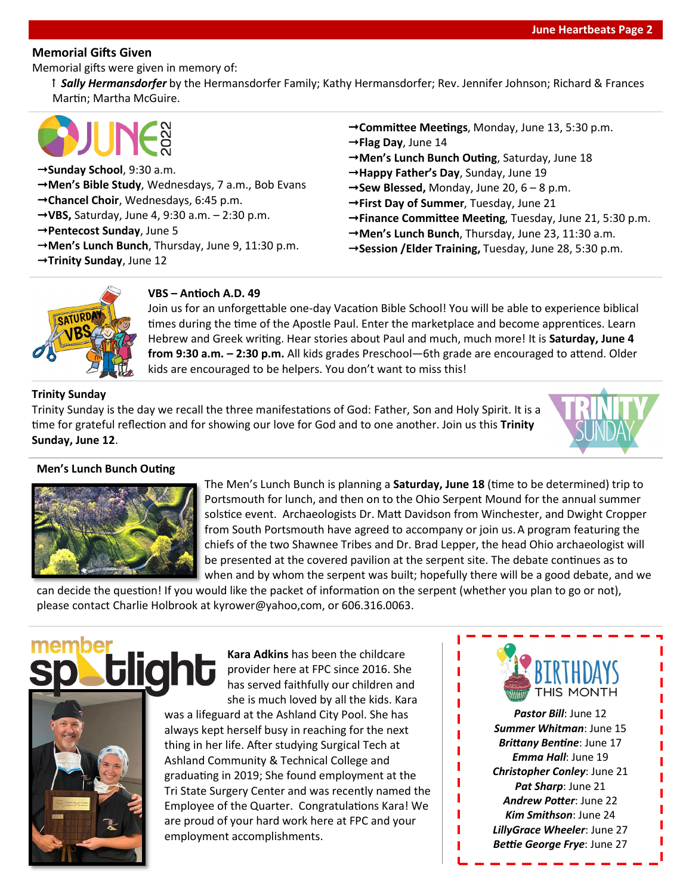## Memorial Gifts Given

Memorial gifts were given in memory of:

- ***Sally Hermansdorfer*** by the Hermansdorfer Family; Kathy Hermansdorfer; Rev. Jennifer Johnson; Richard & Frances Martin; Martha McGuire.

## JUNE 2022

- →**Sunday School**, 9:30 a.m.
- →**Men's Bible Study**, Wednesdays, 7 a.m., Bob Evans
- →**Chancel Choir**, Wednesdays, 6:45 p.m.
- →**VBS,** Saturday, June 4, 9:30 a.m. – 2:30 p.m.
- →**Pentecost Sunday**, June 5
- →**Men's Lunch Bunch**, Thursday, June 9, 11:30 p.m.
- →**Trinity Sunday**, June 12
- →**Committee Meetings**, Monday, June 13, 5:30 p.m.
- →**Flag Day**, June 14
- →**Men's Lunch Bunch Outing**, Saturday, June 18
- →**Happy Father's Day**, Sunday, June 19
- →**Sew Blessed,** Monday, June 20, 6 – 8 p.m.
- →**First Day of Summer**, Tuesday, June 21
- →**Finance Committee Meeting**, Tuesday, June 21, 5:30 p.m.
- →**Men's Lunch Bunch**, Thursday, June 23, 11:30 a.m.
- →**Session /Elder Training,** Tuesday, June 28, 5:30 p.m.

### VBS – Antioch A.D. 49

Join us for an unforgettable one-day Vacation Bible School! You will be able to experience biblical times during the time of the Apostle Paul. Enter the marketplace and become apprentices. Learn Hebrew and Greek writing. Hear stories about Paul and much, much more! It is **Saturday, June 4 from 9:30 a.m. – 2:30 p.m.** All kids grades Preschool—6th grade are encouraged to attend. Older kids are encouraged to be helpers. You don't want to miss this!

### Trinity Sunday

Trinity Sunday is the day we recall the three manifestations of God: Father, Son and Holy Spirit. It is a time for grateful reflection and for showing our love for God and to one another. Join us this **Trinity Sunday, June 12**.

### Men's Lunch Bunch Outing

The Men's Lunch Bunch is planning a **Saturday, June 18** (time to be determined) trip to Portsmouth for lunch, and then on to the Ohio Serpent Mound for the annual summer solstice event. Archaeologists Dr. Matt Davidson from Winchester, and Dwight Cropper from South Portsmouth have agreed to accompany or join us. A program featuring the chiefs of the two Shawnee Tribes and Dr. Brad Lepper, the head Ohio archaeologist will be presented at the covered pavilion at the serpent site. The debate continues as to when and by whom the serpent was built; hopefully there will be a good debate, and we can decide the question! If you would like the packet of information on the serpent (whether you plan to go or not), please contact Charlie Holbrook at kyrower@yahoo,com, or 606.316.0063.

### member spotlight

**Kara Adkins** has been the childcare provider here at FPC since 2016. She has served faithfully our children and she is much loved by all the kids. Kara was a lifeguard at the Ashland City Pool. She has always kept herself busy in reaching for the next thing in her life. After studying Surgical Tech at Ashland Community & Technical College and graduating in 2019; She found employment at the Tri State Surgery Center and was recently named the Employee of the Quarter. Congratulations Kara! We are proud of your hard work here at FPC and your employment accomplishments.

### BIRTHDAYS THIS MONTH

***Pastor Bill***: June 12
***Summer Whitman***: June 15
***Brittany Bentine***: June 17
***Emma Hall***: June 19
***Christopher Conley***: June 21
***Pat Sharp***: June 21
***Andrew Potter***: June 22
***Kim Smithson***: June 24
***LillyGrace Wheeler***: June 27
***Bettie George Frye***: June 27